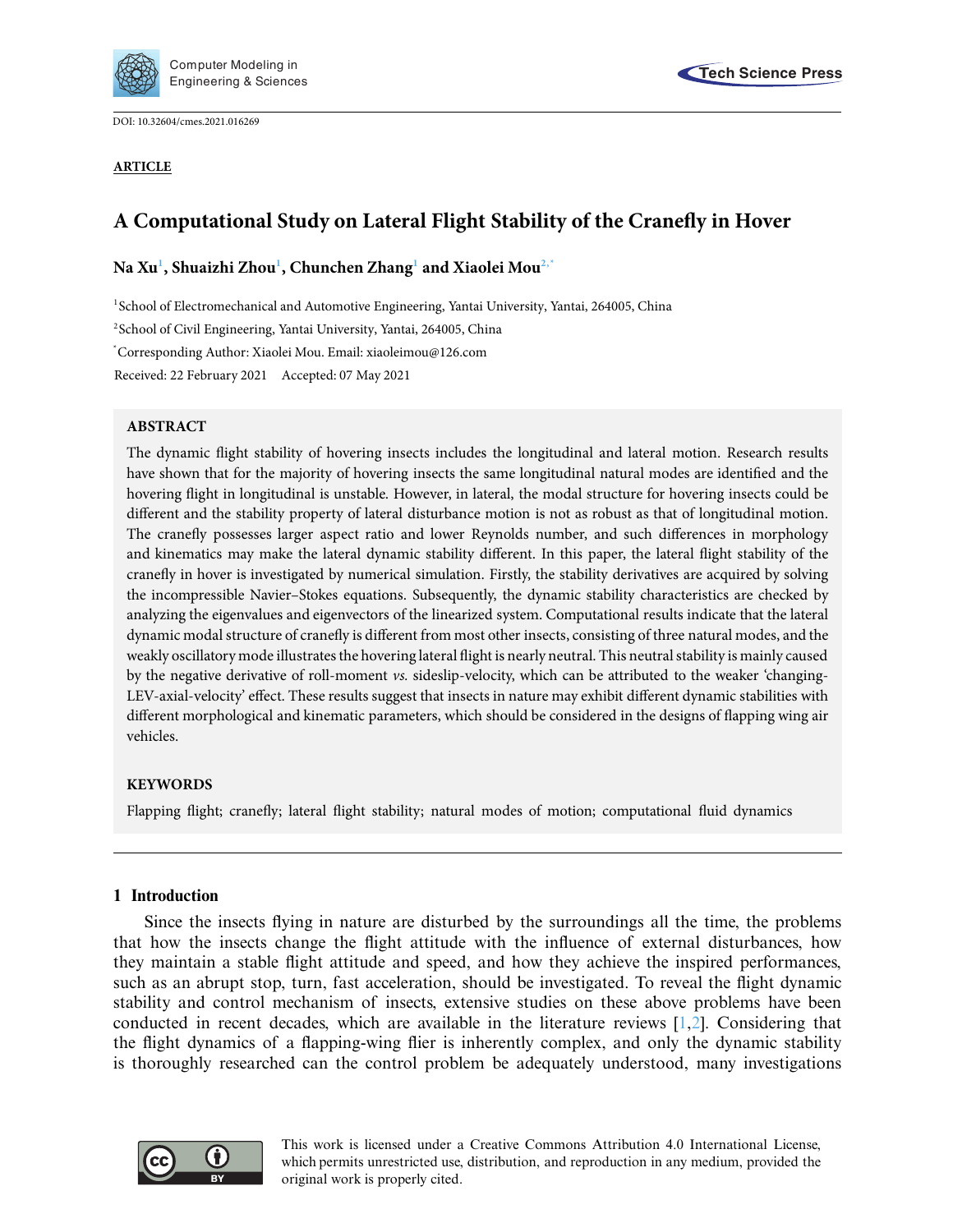DOI: 10.32604/cmes.2021.016269

**ARTICLE**

# A Computational Study on Lateral Flight Stability of the Cranefly in Hover

**Na Xu[1], Shuaizhi Zhou[1], Chunchen Zhang[1] and Xiaolei Mou[2,*]**

[1]School of Electromechanical and Automotive Engineering, Yantai University, Yantai, 264005, China

[2]School of Civil Engineering, Yantai University, Yantai, 264005, China

[*]Corresponding Author: Xiaolei Mou. Email: xiaoleimou@126.com

Received: 22 February 2021 Accepted: 07 May 2021

## ABSTRACT

The dynamic flight stability of hovering insects includes the longitudinal and lateral motion. Research results have shown that for the majority of hovering insects the same longitudinal natural modes are identified and the hovering flight in longitudinal is unstable. However, in lateral, the modal structure for hovering insects could be different and the stability property of lateral disturbance motion is not as robust as that of longitudinal motion. The cranefly possesses larger aspect ratio and lower Reynolds number, and such differences in morphology and kinematics may make the lateral dynamic stability different. In this paper, the lateral flight stability of the cranefly in hover is investigated by numerical simulation. Firstly, the stability derivatives are acquired by solving the incompressible Navier–Stokes equations. Subsequently, the dynamic stability characteristics are checked by analyzing the eigenvalues and eigenvectors of the linearized system. Computational results indicate that the lateral dynamic modal structure of cranefly is different from most other insects, consisting of three natural modes, and the weakly oscillatory mode illustrates the hovering lateral flight is nearly neutral. This neutral stability is mainly caused by the negative derivative of roll-moment *vs.* sideslip-velocity, which can be attributed to the weaker 'changing-LEV-axial-velocity' effect. These results suggest that insects in nature may exhibit different dynamic stabilities with different morphological and kinematic parameters, which should be considered in the designs of flapping wing air vehicles.

## KEYWORDS

Flapping flight; cranefly; lateral flight stability; natural modes of motion; computational fluid dynamics

## 1 Introduction

Since the insects flying in nature are disturbed by the surroundings all the time, the problems that how the insects change the flight attitude with the influence of external disturbances, how they maintain a stable flight attitude and speed, and how they achieve the inspired performances, such as an abrupt stop, turn, fast acceleration, should be investigated. To reveal the flight dynamic stability and control mechanism of insects, extensive studies on these above problems have been conducted in recent decades, which are available in the literature reviews [1,2]. Considering that the flight dynamics of a flapping-wing flier is inherently complex, and only the dynamic stability is thoroughly researched can the control problem be adequately understood, many investigations

This work is licensed under a Creative Commons Attribution 4.0 International License, which permits unrestricted use, distribution, and reproduction in any medium, provided the original work is properly cited.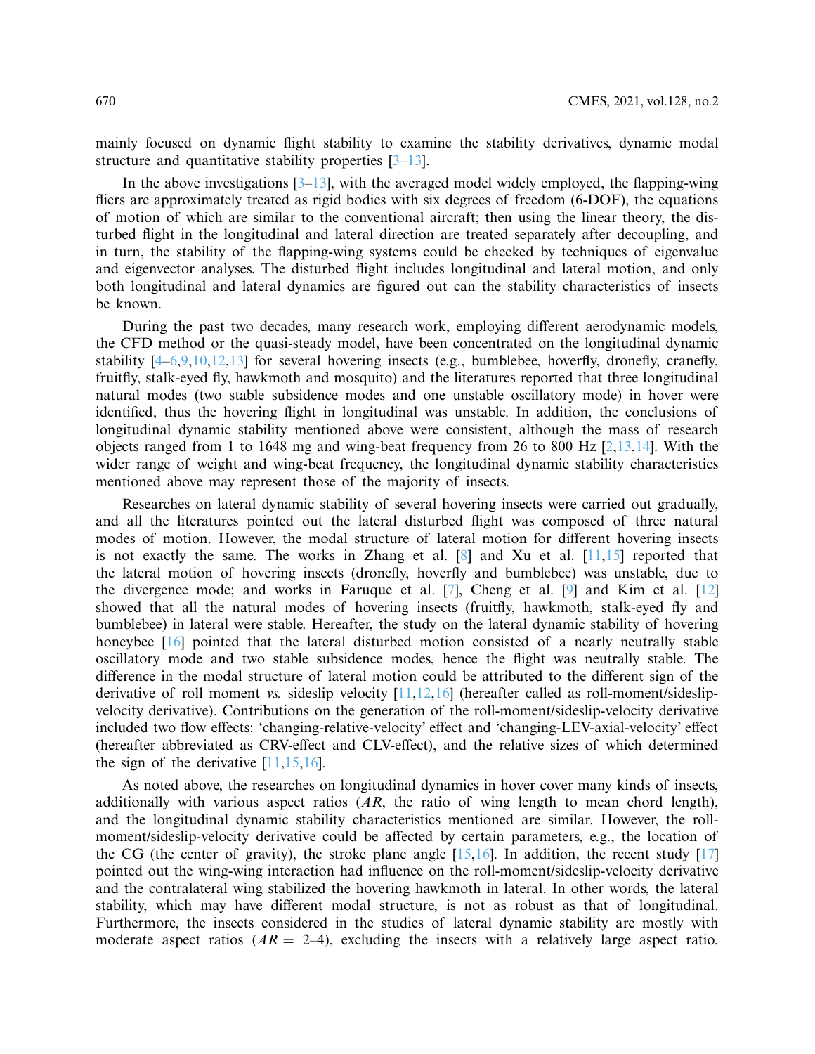mainly focused on dynamic flight stability to examine the stability derivatives, dynamic modal structure and quantitative stability properties [3–13].

In the above investigations [3–13], with the averaged model widely employed, the flapping-wing fliers are approximately treated as rigid bodies with six degrees of freedom (6-DOF), the equations of motion of which are similar to the conventional aircraft; then using the linear theory, the disturbed flight in the longitudinal and lateral direction are treated separately after decoupling, and in turn, the stability of the flapping-wing systems could be checked by techniques of eigenvalue and eigenvector analyses. The disturbed flight includes longitudinal and lateral motion, and only both longitudinal and lateral dynamics are figured out can the stability characteristics of insects be known.

During the past two decades, many research work, employing different aerodynamic models, the CFD method or the quasi-steady model, have been concentrated on the longitudinal dynamic stability [4–6,9,10,12,13] for several hovering insects (e.g., bumblebee, hoverfly, dronefly, cranefly, fruitfly, stalk-eyed fly, hawkmoth and mosquito) and the literatures reported that three longitudinal natural modes (two stable subsidence modes and one unstable oscillatory mode) in hover were identified, thus the hovering flight in longitudinal was unstable. In addition, the conclusions of longitudinal dynamic stability mentioned above were consistent, although the mass of research objects ranged from 1 to 1648 mg and wing-beat frequency from 26 to 800 Hz [2,13,14]. With the wider range of weight and wing-beat frequency, the longitudinal dynamic stability characteristics mentioned above may represent those of the majority of insects.

Researches on lateral dynamic stability of several hovering insects were carried out gradually, and all the literatures pointed out the lateral disturbed flight was composed of three natural modes of motion. However, the modal structure of lateral motion for different hovering insects is not exactly the same. The works in Zhang et al. [8] and Xu et al. [11,15] reported that the lateral motion of hovering insects (dronefly, hoverfly and bumblebee) was unstable, due to the divergence mode; and works in Faruque et al. [7], Cheng et al. [9] and Kim et al. [12] showed that all the natural modes of hovering insects (fruitfly, hawkmoth, stalk-eyed fly and bumblebee) in lateral were stable. Hereafter, the study on the lateral dynamic stability of hovering honeybee [16] pointed that the lateral disturbed motion consisted of a nearly neutrally stable oscillatory mode and two stable subsidence modes, hence the flight was neutrally stable. The difference in the modal structure of lateral motion could be attributed to the different sign of the derivative of roll moment *vs.* sideslip velocity [11,12,16] (hereafter called as roll-moment/sideslip-velocity derivative). Contributions on the generation of the roll-moment/sideslip-velocity derivative included two flow effects: 'changing-relative-velocity' effect and 'changing-LEV-axial-velocity' effect (hereafter abbreviated as CRV-effect and CLV-effect), and the relative sizes of which determined the sign of the derivative [11,15,16].

As noted above, the researches on longitudinal dynamics in hover cover many kinds of insects, additionally with various aspect ratios ($AR$, the ratio of wing length to mean chord length), and the longitudinal dynamic stability characteristics mentioned are similar. However, the roll-moment/sideslip-velocity derivative could be affected by certain parameters, e.g., the location of the CG (the center of gravity), the stroke plane angle [15,16]. In addition, the recent study [17] pointed out the wing-wing interaction had influence on the roll-moment/sideslip-velocity derivative and the contralateral wing stabilized the hovering hawkmoth in lateral. In other words, the lateral stability, which may have different modal structure, is not as robust as that of longitudinal. Furthermore, the insects considered in the studies of lateral dynamic stability are mostly with moderate aspect ratios ($AR = 2$–$4$), excluding the insects with a relatively large aspect ratio.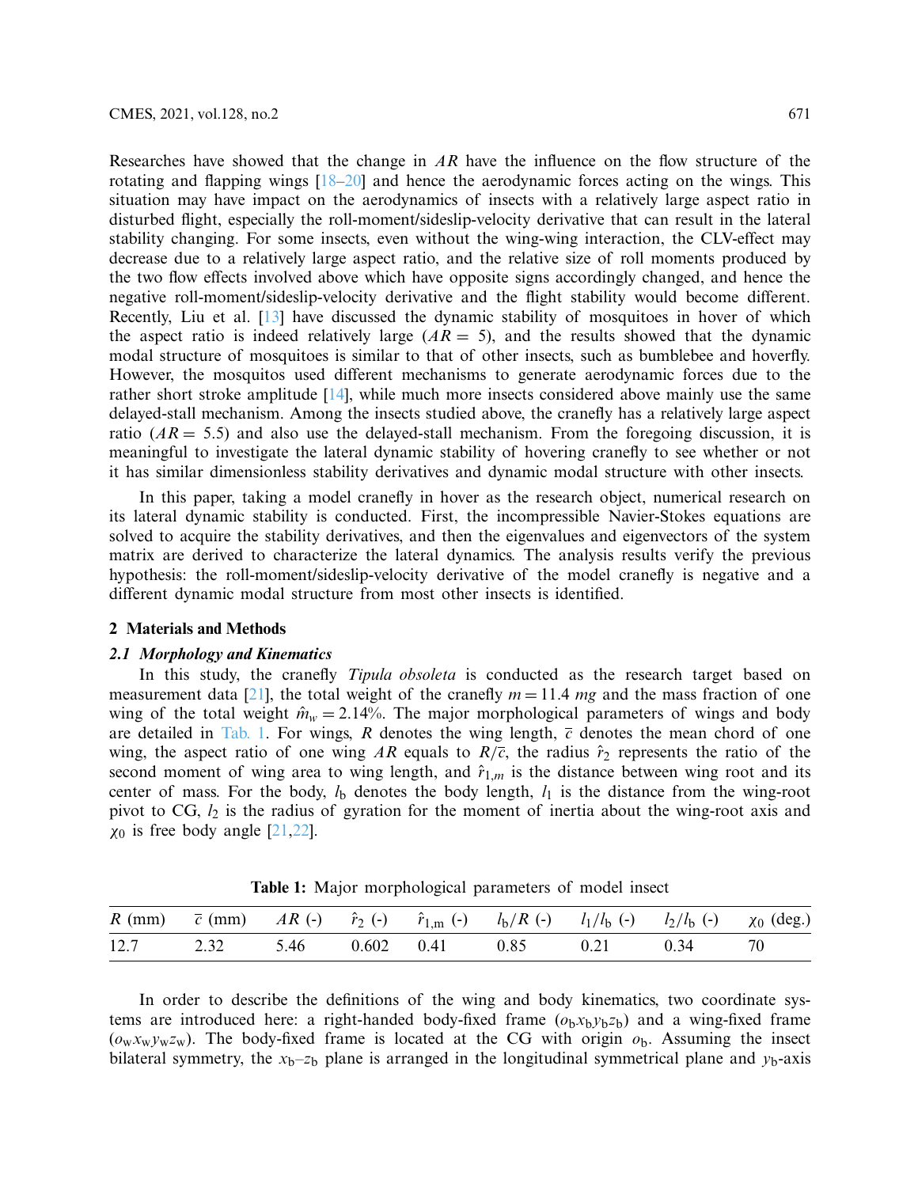Researches have showed that the change in $AR$ have the influence on the flow structure of the rotating and flapping wings [18–20] and hence the aerodynamic forces acting on the wings. This situation may have impact on the aerodynamics of insects with a relatively large aspect ratio in disturbed flight, especially the roll-moment/sideslip-velocity derivative that can result in the lateral stability changing. For some insects, even without the wing-wing interaction, the CLV-effect may decrease due to a relatively large aspect ratio, and the relative size of roll moments produced by the two flow effects involved above which have opposite signs accordingly changed, and hence the negative roll-moment/sideslip-velocity derivative and the flight stability would become different. Recently, Liu et al. [13] have discussed the dynamic stability of mosquitoes in hover of which the aspect ratio is indeed relatively large ($AR = 5$), and the results showed that the dynamic modal structure of mosquitoes is similar to that of other insects, such as bumblebee and hoverfly. However, the mosquitos used different mechanisms to generate aerodynamic forces due to the rather short stroke amplitude [14], while much more insects considered above mainly use the same delayed-stall mechanism. Among the insects studied above, the cranefly has a relatively large aspect ratio ($AR = 5.5$) and also use the delayed-stall mechanism. From the foregoing discussion, it is meaningful to investigate the lateral dynamic stability of hovering cranefly to see whether or not it has similar dimensionless stability derivatives and dynamic modal structure with other insects.

In this paper, taking a model cranefly in hover as the research object, numerical research on its lateral dynamic stability is conducted. First, the incompressible Navier-Stokes equations are solved to acquire the stability derivatives, and then the eigenvalues and eigenvectors of the system matrix are derived to characterize the lateral dynamics. The analysis results verify the previous hypothesis: the roll-moment/sideslip-velocity derivative of the model cranefly is negative and a different dynamic modal structure from most other insects is identified.

## 2 Materials and Methods

### 2.1 Morphology and Kinematics

In this study, the cranefly *Tipula obsoleta* is conducted as the research target based on measurement data [21], the total weight of the cranefly $m = 11.4\ mg$ and the mass fraction of one wing of the total weight $\hat{m}_w = 2.14\%$. The major morphological parameters of wings and body are detailed in Tab. 1. For wings, $R$ denotes the wing length, $\bar{c}$ denotes the mean chord of one wing, the aspect ratio of one wing $AR$ equals to $R/\bar{c}$, the radius $\hat{r}_2$ represents the ratio of the second moment of wing area to wing length, and $\hat{r}_{1,m}$ is the distance between wing root and its center of mass. For the body, $l_b$ denotes the body length, $l_1$ is the distance from the wing-root pivot to CG, $l_2$ is the radius of gyration for the moment of inertia about the wing-root axis and $\chi_0$ is free body angle [21,22].

**Table 1:** Major morphological parameters of model insect

| $R$ (mm) | $\bar{c}$ (mm) | $AR$ (-) | $\hat{r}_2$ (-) | $\hat{r}_{1,m}$ (-) | $l_b/R$ (-) | $l_1/l_b$ (-) | $l_2/l_b$ (-) | $\chi_0$ (deg.) |
|---|---|---|---|---|---|---|---|---|
| 12.7 | 2.32 | 5.46 | 0.602 | 0.41 | 0.85 | 0.21 | 0.34 | 70 |

In order to describe the definitions of the wing and body kinematics, two coordinate systems are introduced here: a right-handed body-fixed frame ($o_b x_b y_b z_b$) and a wing-fixed frame ($o_w x_w y_w z_w$). The body-fixed frame is located at the CG with origin $o_b$. Assuming the insect bilateral symmetry, the $x_b$–$z_b$ plane is arranged in the longitudinal symmetrical plane and $y_b$-axis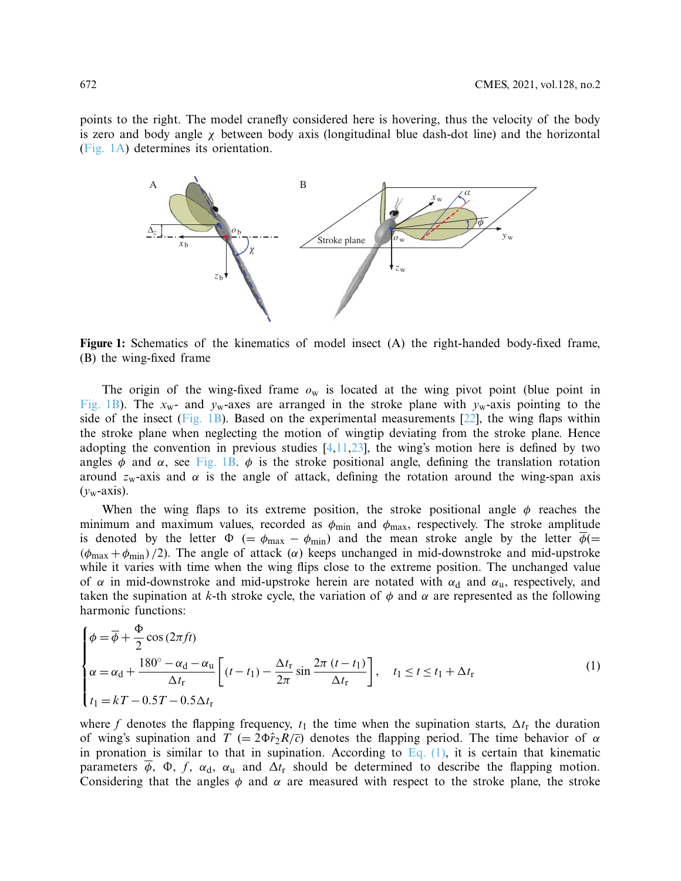points to the right. The model cranefly considered here is hovering, thus the velocity of the body is zero and body angle $\chi$ between body axis (longitudinal blue dash-dot line) and the horizontal (Fig. 1A) determines its orientation.

**Figure 1:** Schematics of the kinematics of model insect (A) the right-handed body-fixed frame, (B) the wing-fixed frame

The origin of the wing-fixed frame $o_w$ is located at the wing pivot point (blue point in Fig. 1B). The $x_w$- and $y_w$-axes are arranged in the stroke plane with $y_w$-axis pointing to the side of the insect (Fig. 1B). Based on the experimental measurements [22], the wing flaps within the stroke plane when neglecting the motion of wingtip deviating from the stroke plane. Hence adopting the convention in previous studies [4,11,23], the wing's motion here is defined by two angles $\phi$ and $\alpha$, see Fig. 1B. $\phi$ is the stroke positional angle, defining the translation rotation around $z_w$-axis and $\alpha$ is the angle of attack, defining the rotation around the wing-span axis ($y_w$-axis).

When the wing flaps to its extreme position, the stroke positional angle $\phi$ reaches the minimum and maximum values, recorded as $\phi_{\min}$ and $\phi_{\max}$, respectively. The stroke amplitude is denoted by the letter $\Phi$ ($= \phi_{\max} - \phi_{\min}$) and the mean stroke angle by the letter $\overline{\phi}(= (\phi_{\max} + \phi_{\min})/2)$. The angle of attack ($\alpha$) keeps unchanged in mid-downstroke and mid-upstroke while it varies with time when the wing flips close to the extreme position. The unchanged value of $\alpha$ in mid-downstroke and mid-upstroke herein are notated with $\alpha_d$ and $\alpha_u$, respectively, and taken the supination at $k$-th stroke cycle, the variation of $\phi$ and $\alpha$ are represented as the following harmonic functions:

$$
\begin{cases}
\phi = \overline{\phi} + \dfrac{\Phi}{2}\cos(2\pi f t) \\[2mm]
\alpha = \alpha_d + \dfrac{180^\circ - \alpha_d - \alpha_u}{\Delta t_r}\left[(t - t_1) - \dfrac{\Delta t_r}{2\pi}\sin\dfrac{2\pi(t - t_1)}{\Delta t_r}\right], \quad t_1 \le t \le t_1 + \Delta t_r \\[2mm]
t_1 = kT - 0.5T - 0.5\Delta t_r
\end{cases}
\tag{1}
$$

where $f$ denotes the flapping frequency, $t_1$ the time when the supination starts, $\Delta t_r$ the duration of wing's supination and $T$ ($= 2\Phi\hat{r}_2 R/\overline{c}$) denotes the flapping period. The time behavior of $\alpha$ in pronation is similar to that in supination. According to Eq. (1), it is certain that kinematic parameters $\overline{\phi}$, $\Phi$, $f$, $\alpha_d$, $\alpha_u$ and $\Delta t_r$ should be determined to describe the flapping motion. Considering that the angles $\phi$ and $\alpha$ are measured with respect to the stroke plane, the stroke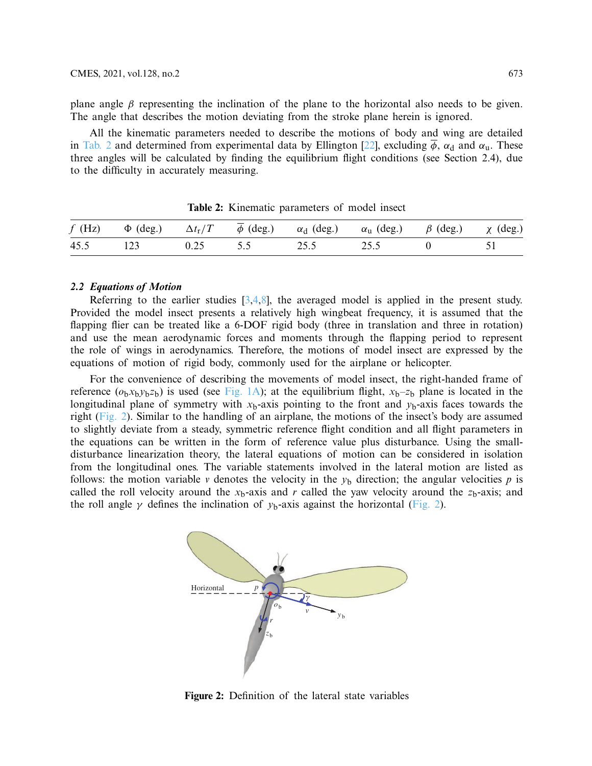plane angle $\beta$ representing the inclination of the plane to the horizontal also needs to be given. The angle that describes the motion deviating from the stroke plane herein is ignored.

All the kinematic parameters needed to describe the motions of body and wing are detailed in Tab. 2 and determined from experimental data by Ellington [22], excluding $\overline{\phi}$, $\alpha_d$ and $\alpha_u$. These three angles will be calculated by finding the equilibrium flight conditions (see Section 2.4), due to the difficulty in accurately measuring.

**Table 2:** Kinematic parameters of model insect

| $f$ (Hz) | $\Phi$ (deg.) | $\Delta t_r/T$ | $\overline{\phi}$ (deg.) | $\alpha_d$ (deg.) | $\alpha_u$ (deg.) | $\beta$ (deg.) | $\chi$ (deg.) |
|---|---|---|---|---|---|---|---|
| 45.5 | 123 | 0.25 | 5.5 | 25.5 | 25.5 | 0 | 51 |

### 2.2 Equations of Motion

Referring to the earlier studies [3,4,8], the averaged model is applied in the present study. Provided the model insect presents a relatively high wingbeat frequency, it is assumed that the flapping flier can be treated like a 6-DOF rigid body (three in translation and three in rotation) and use the mean aerodynamic forces and moments through the flapping period to represent the role of wings in aerodynamics. Therefore, the motions of model insect are expressed by the equations of motion of rigid body, commonly used for the airplane or helicopter.

For the convenience of describing the movements of model insect, the right-handed frame of reference ($o_b x_b y_b z_b$) is used (see Fig. 1A); at the equilibrium flight, $x_b$–$z_b$ plane is located in the longitudinal plane of symmetry with $x_b$-axis pointing to the front and $y_b$-axis faces towards the right (Fig. 2). Similar to the handling of an airplane, the motions of the insect's body are assumed to slightly deviate from a steady, symmetric reference flight condition and all flight parameters in the equations can be written in the form of reference value plus disturbance. Using the small-disturbance linearization theory, the lateral equations of motion can be considered in isolation from the longitudinal ones. The variable statements involved in the lateral motion are listed as follows: the motion variable $v$ denotes the velocity in the $y_b$ direction; the angular velocities $p$ is called the roll velocity around the $x_b$-axis and $r$ called the yaw velocity around the $z_b$-axis; and the roll angle $\gamma$ defines the inclination of $y_b$-axis against the horizontal (Fig. 2).

**Figure 2:** Definition of the lateral state variables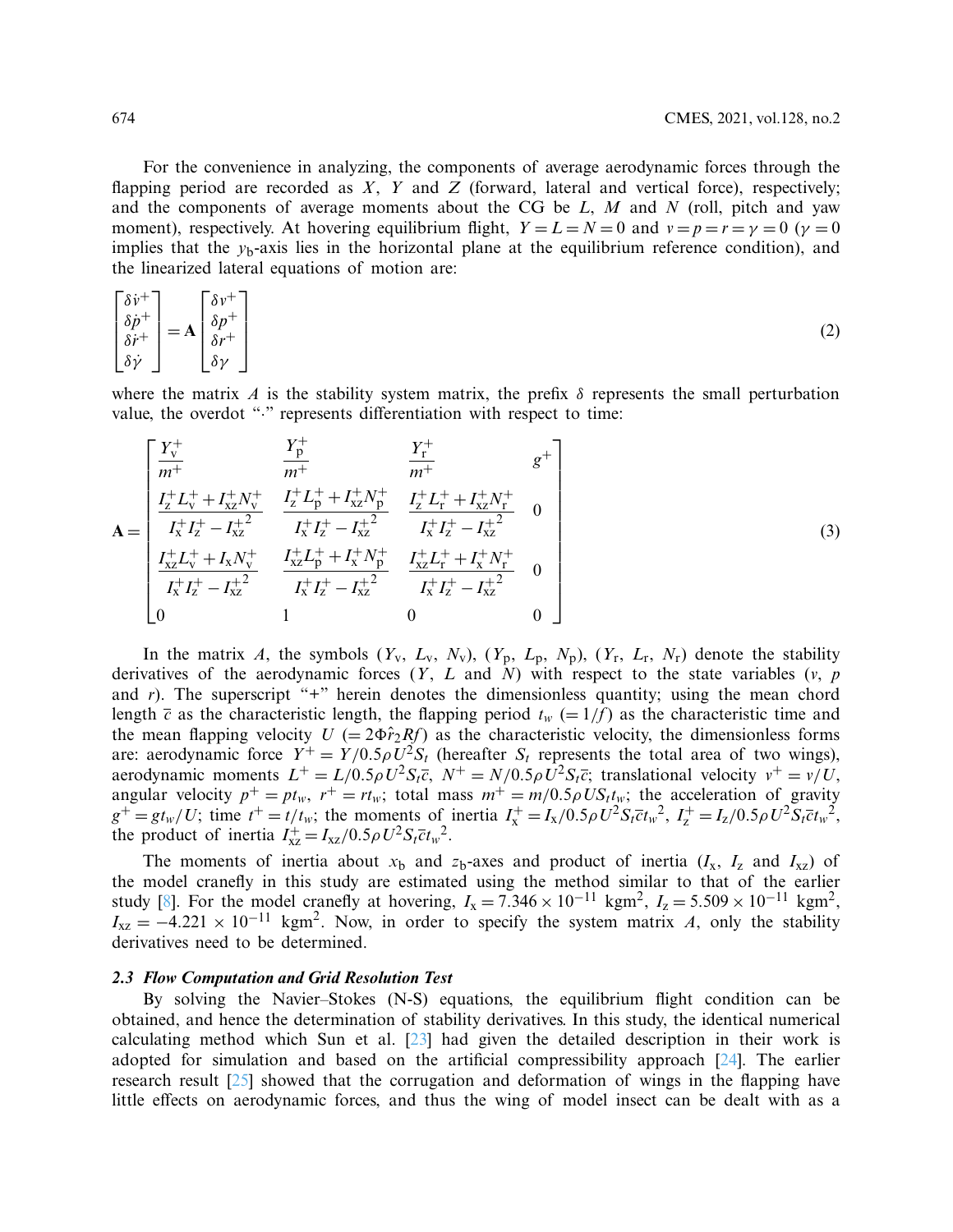For the convenience in analyzing, the components of average aerodynamic forces through the flapping period are recorded as $X$, $Y$ and $Z$ (forward, lateral and vertical force), respectively; and the components of average moments about the CG be $L$, $M$ and $N$ (roll, pitch and yaw moment), respectively. At hovering equilibrium flight, $Y = L = N = 0$ and $v = p = r = \gamma = 0$ ($\gamma = 0$ implies that the $y_b$-axis lies in the horizontal plane at the equilibrium reference condition), and the linearized lateral equations of motion are:

$$\begin{bmatrix} \delta \dot{v}^+ \\ \delta \dot{p}^+ \\ \delta \dot{r}^+ \\ \delta \dot{\gamma} \end{bmatrix} = \mathbf{A} \begin{bmatrix} \delta v^+ \\ \delta p^+ \\ \delta r^+ \\ \delta \gamma \end{bmatrix} \tag{2}$$

where the matrix $A$ is the stability system matrix, the prefix $\delta$ represents the small perturbation value, the overdot "·" represents differentiation with respect to time:

$$\mathbf{A} = \begin{bmatrix} \dfrac{Y_v^+}{m^+} & \dfrac{Y_p^+}{m^+} & \dfrac{Y_r^+}{m^+} & g^+ \\ \dfrac{I_z^+ L_v^+ + I_{xz}^+ N_v^+}{I_x^+ I_z^+ - I_{xz}^{+\,2}} & \dfrac{I_z^+ L_p^+ + I_{xz}^+ N_p^+}{I_x^+ I_z^+ - I_{xz}^{+\,2}} & \dfrac{I_z^+ L_r^+ + I_{xz}^+ N_r^+}{I_x^+ I_z^+ - I_{xz}^{+\,2}} & 0 \\ \dfrac{I_{xz}^+ L_v^+ + I_x N_v^+}{I_x^+ I_z^+ - I_{xz}^{+\,2}} & \dfrac{I_{xz}^+ L_p^+ + I_x^+ N_p^+}{I_x^+ I_z^+ - I_{xz}^{+\,2}} & \dfrac{I_{xz}^+ L_r^+ + I_x^+ N_r^+}{I_x^+ I_z^+ - I_{xz}^{+\,2}} & 0 \\ 0 & 1 & 0 & 0 \end{bmatrix} \tag{3}$$

In the matrix $A$, the symbols ($Y_v$, $L_v$, $N_v$), ($Y_p$, $L_p$, $N_p$), ($Y_r$, $L_r$, $N_r$) denote the stability derivatives of the aerodynamic forces ($Y$, $L$ and $N$) with respect to the state variables ($v$, $p$ and $r$). The superscript "+" herein denotes the dimensionless quantity; using the mean chord length $\bar{c}$ as the characteristic length, the flapping period $t_w$ ($= 1/f$) as the characteristic time and the mean flapping velocity $U$ ($= 2\Phi\hat{r}_2 Rf$) as the characteristic velocity, the dimensionless forms are: aerodynamic force $Y^+ = Y/0.5\rho U^2 S_t$ (hereafter $S_t$ represents the total area of two wings), aerodynamic moments $L^+ = L/0.5\rho U^2 S_t \bar{c}$, $N^+ = N/0.5\rho U^2 S_t \bar{c}$; translational velocity $v^+ = v/U$, angular velocity $p^+ = pt_w$, $r^+ = rt_w$; total mass $m^+ = m/0.5\rho U S_t t_w$; the acceleration of gravity $g^+ = gt_w/U$; time $t^+ = t/t_w$; the moments of inertia $I_x^+ = I_x/0.5\rho U^2 S_t \bar{c} t_w{}^2$, $I_z^+ = I_z/0.5\rho U^2 S_t \bar{c} t_w{}^2$, the product of inertia $I_{xz}^+ = I_{xz}/0.5\rho U^2 S_t \bar{c} t_w{}^2$.

The moments of inertia about $x_b$ and $z_b$-axes and product of inertia ($I_x$, $I_z$ and $I_{xz}$) of the model cranefly in this study are estimated using the method similar to that of the earlier study [8]. For the model cranefly at hovering, $I_x = 7.346 \times 10^{-11}$ kgm$^2$, $I_z = 5.509 \times 10^{-11}$ kgm$^2$, $I_{xz} = -4.221 \times 10^{-11}$ kgm$^2$. Now, in order to specify the system matrix $A$, only the stability derivatives need to be determined.

### *2.3 Flow Computation and Grid Resolution Test*

By solving the Navier–Stokes (N-S) equations, the equilibrium flight condition can be obtained, and hence the determination of stability derivatives. In this study, the identical numerical calculating method which Sun et al. [23] had given the detailed description in their work is adopted for simulation and based on the artificial compressibility approach [24]. The earlier research result [25] showed that the corrugation and deformation of wings in the flapping have little effects on aerodynamic forces, and thus the wing of model insect can be dealt with as a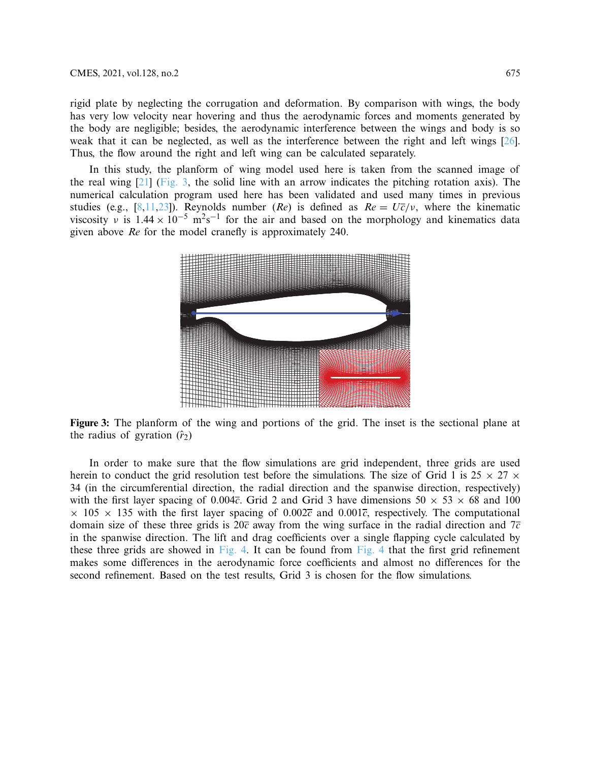rigid plate by neglecting the corrugation and deformation. By comparison with wings, the body has very low velocity near hovering and thus the aerodynamic forces and moments generated by the body are negligible; besides, the aerodynamic interference between the wings and body is so weak that it can be neglected, as well as the interference between the right and left wings [26]. Thus, the flow around the right and left wing can be calculated separately.

In this study, the planform of wing model used here is taken from the scanned image of the real wing [21] (Fig. 3, the solid line with an arrow indicates the pitching rotation axis). The numerical calculation program used here has been validated and used many times in previous studies (e.g., [8,11,23]). Reynolds number (*Re*) is defined as $Re = U\overline{c}/\nu$, where the kinematic viscosity $\nu$ is $1.44 \times 10^{-5}$ $m^2s^{-1}$ for the air and based on the morphology and kinematics data given above *Re* for the model cranefly is approximately 240.

**Figure 3:** The planform of the wing and portions of the grid. The inset is the sectional plane at the radius of gyration ($\hat{r}_2$)

In order to make sure that the flow simulations are grid independent, three grids are used herein to conduct the grid resolution test before the simulations. The size of Grid 1 is 25 × 27 × 34 (in the circumferential direction, the radial direction and the spanwise direction, respectively) with the first layer spacing of $0.004\overline{c}$. Grid 2 and Grid 3 have dimensions 50 × 53 × 68 and 100 × 105 × 135 with the first layer spacing of $0.002\overline{c}$ and $0.001\overline{c}$, respectively. The computational domain size of these three grids is $20\overline{c}$ away from the wing surface in the radial direction and $7\overline{c}$ in the spanwise direction. The lift and drag coefficients over a single flapping cycle calculated by these three grids are showed in Fig. 4. It can be found from Fig. 4 that the first grid refinement makes some differences in the aerodynamic force coefficients and almost no differences for the second refinement. Based on the test results, Grid 3 is chosen for the flow simulations.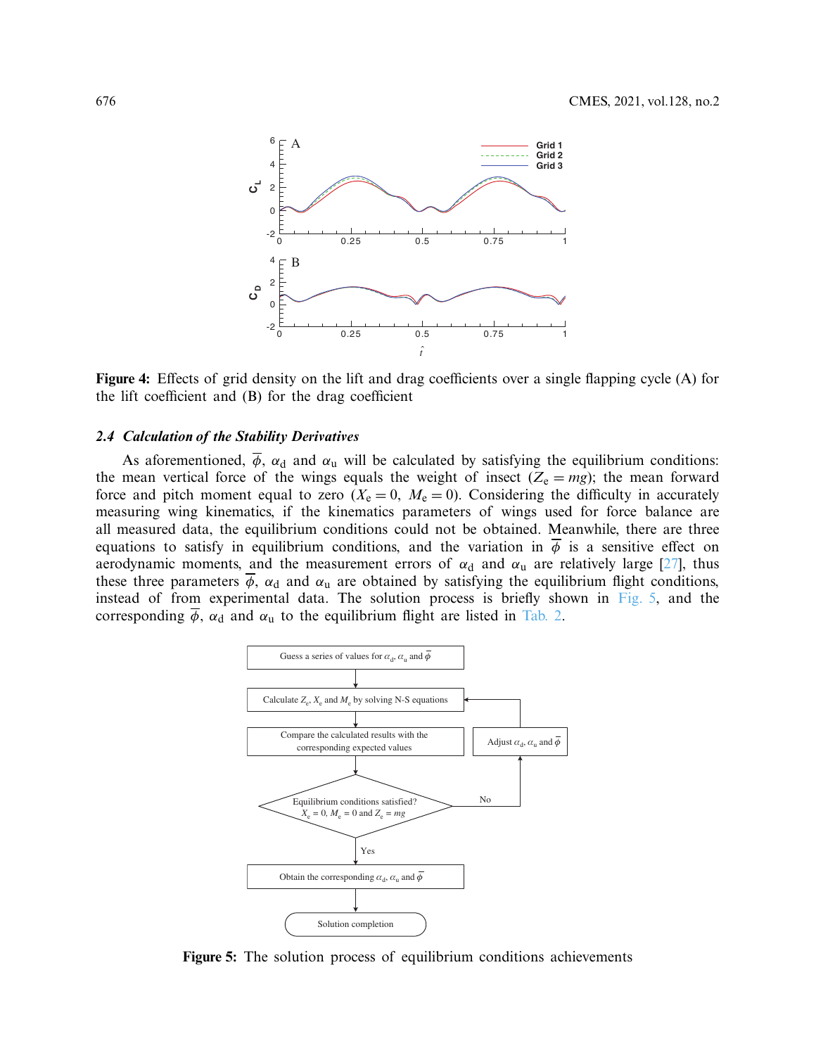**Figure 4:** Effects of grid density on the lift and drag coefficients over a single flapping cycle (A) for the lift coefficient and (B) for the drag coefficient

### 2.4 Calculation of the Stability Derivatives

As aforementioned, $\overline{\phi}$, $\alpha_d$ and $\alpha_u$ will be calculated by satisfying the equilibrium conditions: the mean vertical force of the wings equals the weight of insect ($Z_e = mg$); the mean forward force and pitch moment equal to zero ($X_e = 0$, $M_e = 0$). Considering the difficulty in accurately measuring wing kinematics, if the kinematics parameters of wings used for force balance are all measured data, the equilibrium conditions could not be obtained. Meanwhile, there are three equations to satisfy in equilibrium conditions, and the variation in $\overline{\phi}$ is a sensitive effect on aerodynamic moments, and the measurement errors of $\alpha_d$ and $\alpha_u$ are relatively large [27], thus these three parameters $\overline{\phi}$, $\alpha_d$ and $\alpha_u$ are obtained by satisfying the equilibrium flight conditions, instead of from experimental data. The solution process is briefly shown in Fig. 5, and the corresponding $\overline{\phi}$, $\alpha_d$ and $\alpha_u$ to the equilibrium flight are listed in Tab. 2.

**Figure 5:** The solution process of equilibrium conditions achievements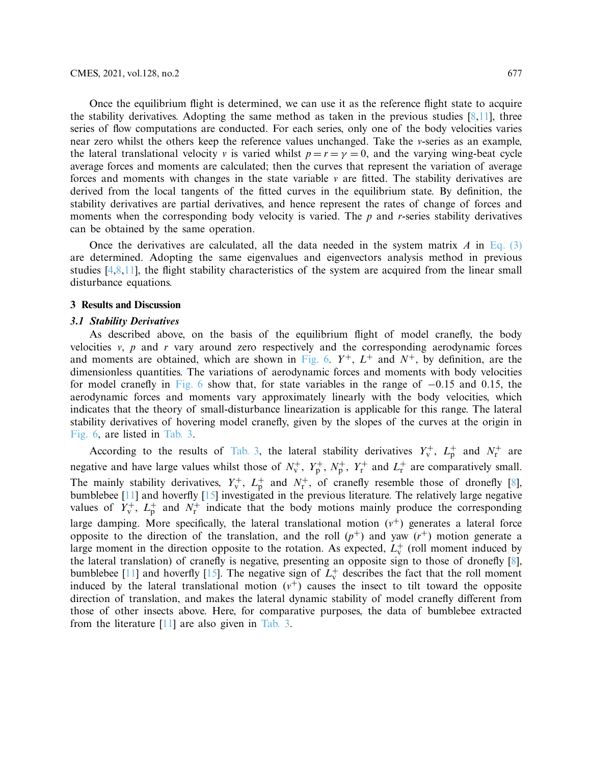Once the equilibrium flight is determined, we can use it as the reference flight state to acquire the stability derivatives. Adopting the same method as taken in the previous studies [8,11], three series of flow computations are conducted. For each series, only one of the body velocities varies near zero whilst the others keep the reference values unchanged. Take the $v$-series as an example, the lateral translational velocity $v$ is varied whilst $p = r = \gamma = 0$, and the varying wing-beat cycle average forces and moments are calculated; then the curves that represent the variation of average forces and moments with changes in the state variable $v$ are fitted. The stability derivatives are derived from the local tangents of the fitted curves in the equilibrium state. By definition, the stability derivatives are partial derivatives, and hence represent the rates of change of forces and moments when the corresponding body velocity is varied. The $p$ and $r$-series stability derivatives can be obtained by the same operation.

Once the derivatives are calculated, all the data needed in the system matrix $A$ in Eq. (3) are determined. Adopting the same eigenvalues and eigenvectors analysis method in previous studies [4,8,11], the flight stability characteristics of the system are acquired from the linear small disturbance equations.

## 3 Results and Discussion

### 3.1 Stability Derivatives

As described above, on the basis of the equilibrium flight of model cranefly, the body velocities $v$, $p$ and $r$ vary around zero respectively and the corresponding aerodynamic forces and moments are obtained, which are shown in Fig. 6. $Y^+$, $L^+$ and $N^+$, by definition, are the dimensionless quantities. The variations of aerodynamic forces and moments with body velocities for model cranefly in Fig. 6 show that, for state variables in the range of $-0.15$ and $0.15$, the aerodynamic forces and moments vary approximately linearly with the body velocities, which indicates that the theory of small-disturbance linearization is applicable for this range. The lateral stability derivatives of hovering model cranefly, given by the slopes of the curves at the origin in Fig. 6, are listed in Tab. 3.

According to the results of Tab. 3, the lateral stability derivatives $Y_v^+$, $L_p^+$ and $N_r^+$ are negative and have large values whilst those of $N_v^+$, $Y_p^+$, $N_p^+$, $Y_r^+$ and $L_r^+$ are comparatively small. The mainly stability derivatives, $Y_v^+$, $L_p^+$ and $N_r^+$, of cranefly resemble those of dronefly [8], bumblebee [11] and hoverfly [15] investigated in the previous literature. The relatively large negative values of $Y_v^+$, $L_p^+$ and $N_r^+$ indicate that the body motions mainly produce the corresponding large damping. More specifically, the lateral translational motion ($v^+$) generates a lateral force opposite to the direction of the translation, and the roll ($p^+$) and yaw ($r^+$) motion generate a large moment in the direction opposite to the rotation. As expected, $L_v^+$ (roll moment induced by the lateral translation) of cranefly is negative, presenting an opposite sign to those of dronefly [8], bumblebee [11] and hoverfly [15]. The negative sign of $L_v^+$ describes the fact that the roll moment induced by the lateral translational motion ($v^+$) causes the insect to tilt toward the opposite direction of translation, and makes the lateral dynamic stability of model cranefly different from those of other insects above. Here, for comparative purposes, the data of bumblebee extracted from the literature [11] are also given in Tab. 3.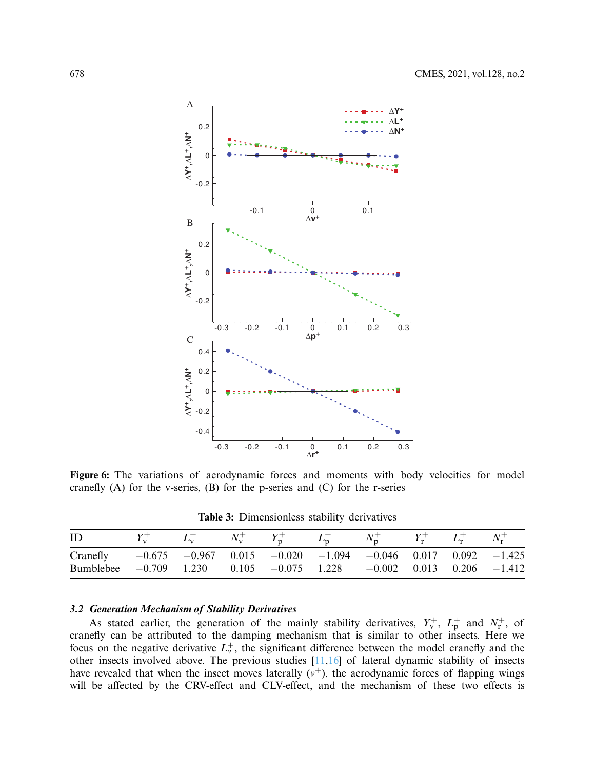Figure 6: The variations of aerodynamic forces and moments with body velocities for model cranefly (A) for the v-series, (B) for the p-series and (C) for the r-series

**Table 3:** Dimensionless stability derivatives

| ID | $Y_v^+$ | $L_v^+$ | $N_v^+$ | $Y_p^+$ | $L_p^+$ | $N_p^+$ | $Y_r^+$ | $L_r^+$ | $N_r^+$ |
|---|---|---|---|---|---|---|---|---|---|
| Cranefly | −0.675 | −0.967 | 0.015 | −0.020 | −1.094 | −0.046 | 0.017 | 0.092 | −1.425 |
| Bumblebee | −0.709 | 1.230 | 0.105 | −0.075 | 1.228 | −0.002 | 0.013 | 0.206 | −1.412 |

### *3.2 Generation Mechanism of Stability Derivatives*

As stated earlier, the generation of the mainly stability derivatives, $Y_v^+$, $L_p^+$ and $N_r^+$, of cranefly can be attributed to the damping mechanism that is similar to other insects. Here we focus on the negative derivative $L_v^+$, the significant difference between the model cranefly and the other insects involved above. The previous studies [11,16] of lateral dynamic stability of insects have revealed that when the insect moves laterally ($v^+$), the aerodynamic forces of flapping wings will be affected by the CRV-effect and CLV-effect, and the mechanism of these two effects is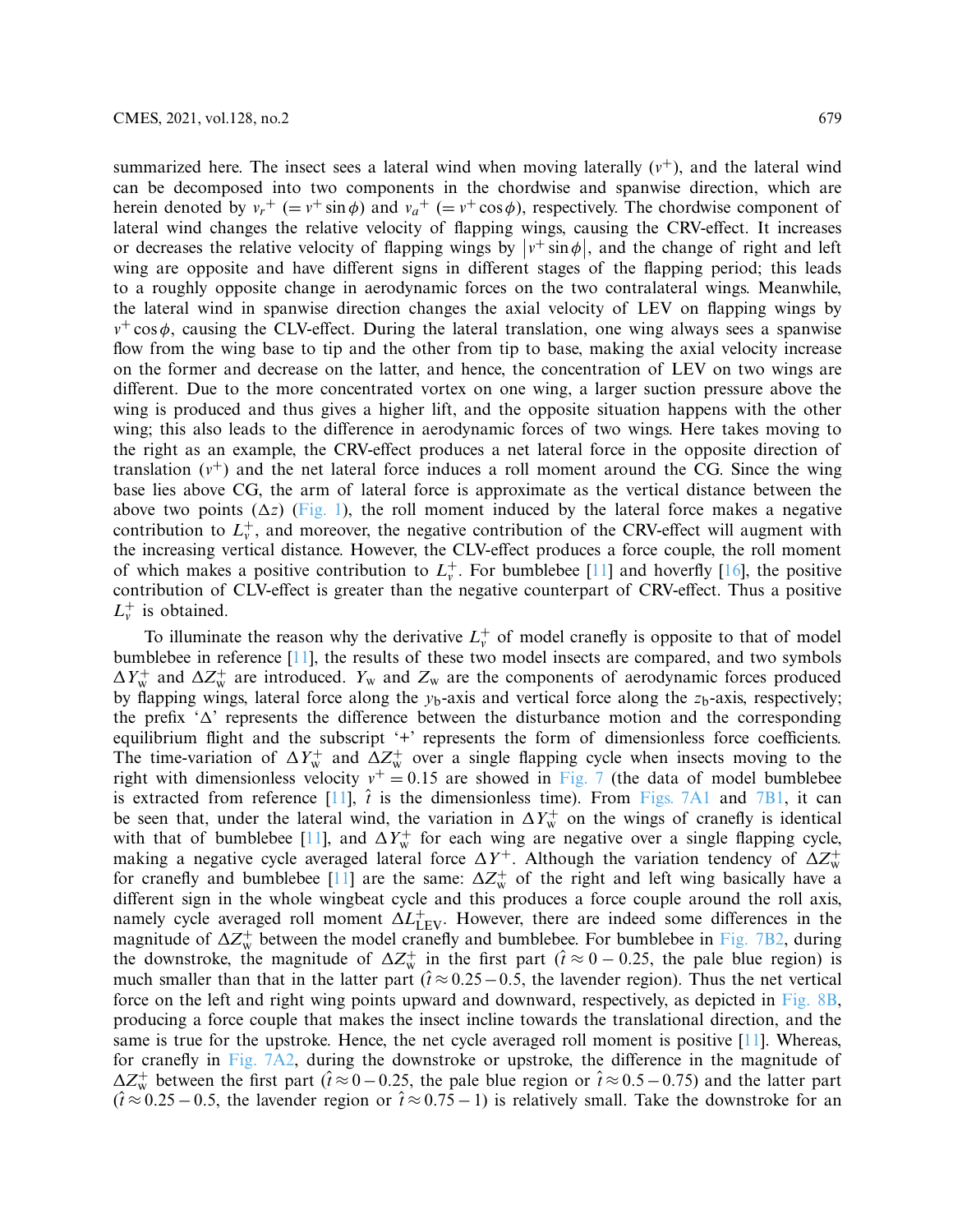summarized here. The insect sees a lateral wind when moving laterally ($v^+$), and the lateral wind can be decomposed into two components in the chordwise and spanwise direction, which are herein denoted by $v_r{}^+$ ($= v^+ \sin\phi$) and $v_a{}^+$ ($= v^+ \cos\phi$), respectively. The chordwise component of lateral wind changes the relative velocity of flapping wings, causing the CRV-effect. It increases or decreases the relative velocity of flapping wings by $|v^+ \sin\phi|$, and the change of right and left wing are opposite and have different signs in different stages of the flapping period; this leads to a roughly opposite change in aerodynamic forces on the two contralateral wings. Meanwhile, the lateral wind in spanwise direction changes the axial velocity of LEV on flapping wings by $v^+ \cos\phi$, causing the CLV-effect. During the lateral translation, one wing always sees a spanwise flow from the wing base to tip and the other from tip to base, making the axial velocity increase on the former and decrease on the latter, and hence, the concentration of LEV on two wings are different. Due to the more concentrated vortex on one wing, a larger suction pressure above the wing is produced and thus gives a higher lift, and the opposite situation happens with the other wing; this also leads to the difference in aerodynamic forces of two wings. Here takes moving to the right as an example, the CRV-effect produces a net lateral force in the opposite direction of translation ($v^+$) and the net lateral force induces a roll moment around the CG. Since the wing base lies above CG, the arm of lateral force is approximate as the vertical distance between the above two points ($\Delta z$) (Fig. 1), the roll moment induced by the lateral force makes a negative contribution to $L_v^+$, and moreover, the negative contribution of the CRV-effect will augment with the increasing vertical distance. However, the CLV-effect produces a force couple, the roll moment of which makes a positive contribution to $L_v^+$. For bumblebee [11] and hoverfly [16], the positive contribution of CLV-effect is greater than the negative counterpart of CRV-effect. Thus a positive $L_v^+$ is obtained.

To illuminate the reason why the derivative $L_v^+$ of model cranefly is opposite to that of model bumblebee in reference [11], the results of these two model insects are compared, and two symbols $\Delta Y_{\mathrm{w}}^+$ and $\Delta Z_{\mathrm{w}}^+$ are introduced. $Y_{\mathrm{w}}$ and $Z_{\mathrm{w}}$ are the components of aerodynamic forces produced by flapping wings, lateral force along the $y_{\mathrm{b}}$-axis and vertical force along the $z_{\mathrm{b}}$-axis, respectively; the prefix '$\Delta$' represents the difference between the disturbance motion and the corresponding equilibrium flight and the subscript '+' represents the form of dimensionless force coefficients. The time-variation of $\Delta Y_{\mathrm{w}}^+$ and $\Delta Z_{\mathrm{w}}^+$ over a single flapping cycle when insects moving to the right with dimensionless velocity $v^+ = 0.15$ are showed in Fig. 7 (the data of model bumblebee is extracted from reference [11], $\hat{t}$ is the dimensionless time). From Figs. 7A1 and 7B1, it can be seen that, under the lateral wind, the variation in $\Delta Y_{\mathrm{w}}^+$ on the wings of cranefly is identical with that of bumblebee [11], and $\Delta Y_{\mathrm{w}}^+$ for each wing are negative over a single flapping cycle, making a negative cycle averaged lateral force $\Delta Y^+$. Although the variation tendency of $\Delta Z_{\mathrm{w}}^+$ for cranefly and bumblebee [11] are the same: $\Delta Z_{\mathrm{w}}^+$ of the right and left wing basically have a different sign in the whole wingbeat cycle and this produces a force couple around the roll axis, namely cycle averaged roll moment $\Delta L_{\mathrm{LEV}}^+$. However, there are indeed some differences in the magnitude of $\Delta Z_{\mathrm{w}}^+$ between the model cranefly and bumblebee. For bumblebee in Fig. 7B2, during the downstroke, the magnitude of $\Delta Z_{\mathrm{w}}^+$ in the first part ($\hat{t} \approx 0 - 0.25$, the pale blue region) is much smaller than that in the latter part ($\hat{t} \approx 0.25 - 0.5$, the lavender region). Thus the net vertical force on the left and right wing points upward and downward, respectively, as depicted in Fig. 8B, producing a force couple that makes the insect incline towards the translational direction, and the same is true for the upstroke. Hence, the net cycle averaged roll moment is positive [11]. Whereas, for cranefly in Fig. 7A2, during the downstroke or upstroke, the difference in the magnitude of $\Delta Z_{\mathrm{w}}^+$ between the first part ($\hat{t} \approx 0 - 0.25$, the pale blue region or $\hat{t} \approx 0.5 - 0.75$) and the latter part ($\hat{t} \approx 0.25 - 0.5$, the lavender region or $\hat{t} \approx 0.75 - 1$) is relatively small. Take the downstroke for an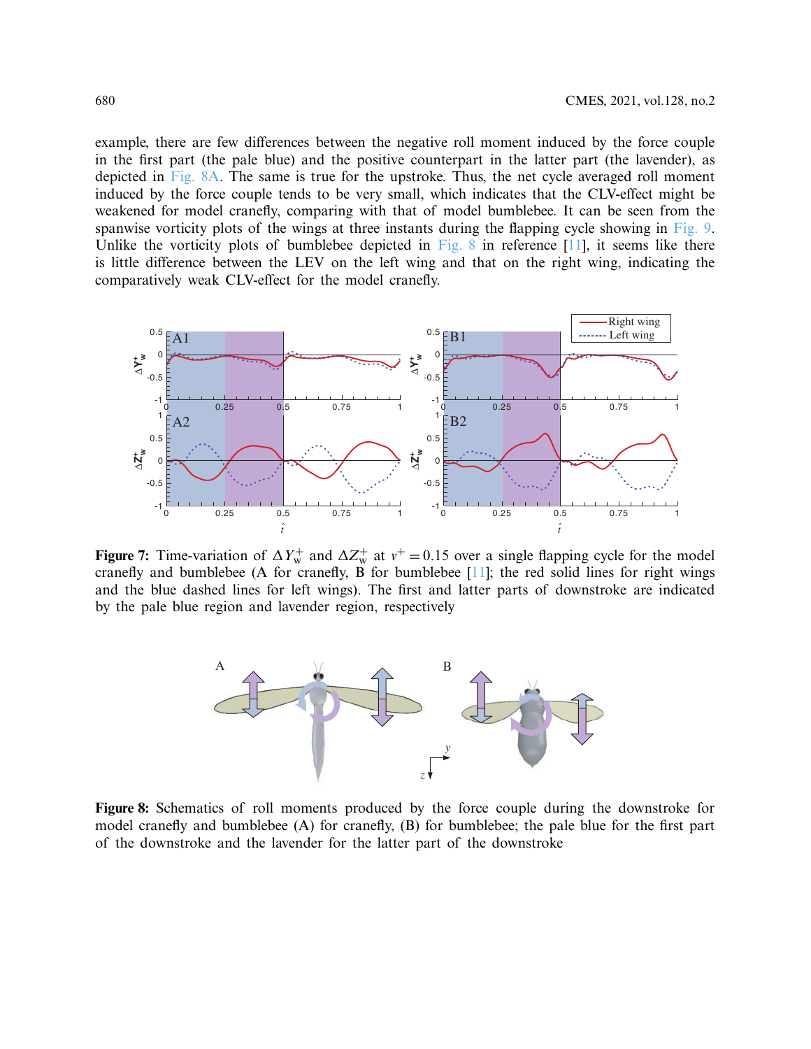example, there are few differences between the negative roll moment induced by the force couple in the first part (the pale blue) and the positive counterpart in the latter part (the lavender), as depicted in Fig. 8A. The same is true for the upstroke. Thus, the net cycle averaged roll moment induced by the force couple tends to be very small, which indicates that the CLV-effect might be weakened for model cranefly, comparing with that of model bumblebee. It can be seen from the spanwise vorticity plots of the wings at three instants during the flapping cycle showing in Fig. 9. Unlike the vorticity plots of bumblebee depicted in Fig. 8 in reference [11], it seems like there is little difference between the LEV on the left wing and that on the right wing, indicating the comparatively weak CLV-effect for the model cranefly.

**Figure 7:** Time-variation of $\Delta Y_{\mathrm{w}}^{+}$ and $\Delta Z_{\mathrm{w}}^{+}$ at $v^{+} = 0.15$ over a single flapping cycle for the model cranefly and bumblebee (A for cranefly, B for bumblebee [11]; the red solid lines for right wings and the blue dashed lines for left wings). The first and latter parts of downstroke are indicated by the pale blue region and lavender region, respectively

**Figure 8:** Schematics of roll moments produced by the force couple during the downstroke for model cranefly and bumblebee (A) for cranefly, (B) for bumblebee; the pale blue for the first part of the downstroke and the lavender for the latter part of the downstroke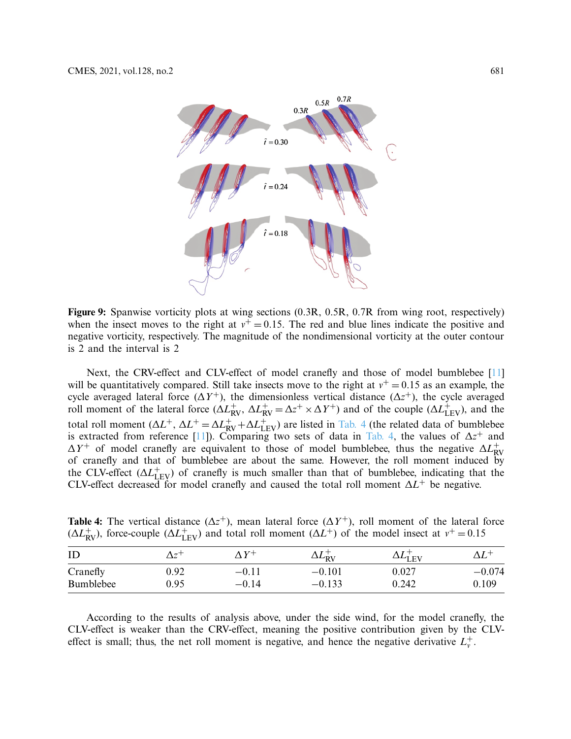**Figure 9:** Spanwise vorticity plots at wing sections (0.3R, 0.5R, 0.7R from wing root, respectively) when the insect moves to the right at $v^+ = 0.15$. The red and blue lines indicate the positive and negative vorticity, respectively. The magnitude of the nondimensional vorticity at the outer contour is 2 and the interval is 2

Next, the CRV-effect and CLV-effect of model cranefly and those of model bumblebee [11] will be quantitatively compared. Still take insects move to the right at $v^+ = 0.15$ as an example, the cycle averaged lateral force ($\Delta Y^+$), the dimensionless vertical distance ($\Delta z^+$), the cycle averaged roll moment of the lateral force ($\Delta L^+_{\mathrm{RV}}$, $\Delta L^+_{\mathrm{RV}} = \Delta z^+ \times \Delta Y^+$) and of the couple ($\Delta L^+_{\mathrm{LEV}}$), and the total roll moment ($\Delta L^+$, $\Delta L^+ = \Delta L^+_{\mathrm{RV}} + \Delta L^+_{\mathrm{LEV}}$) are listed in Tab. 4 (the related data of bumblebee is extracted from reference [11]). Comparing two sets of data in Tab. 4, the values of $\Delta z^+$ and $\Delta Y^+$ of model cranefly are equivalent to those of model bumblebee, thus the negative $\Delta L^+_{\mathrm{RV}}$ of cranefly and that of bumblebee are about the same. However, the roll moment induced by the CLV-effect ($\Delta L^+_{\mathrm{LEV}}$) of cranefly is much smaller than that of bumblebee, indicating that the CLV-effect decreased for model cranefly and caused the total roll moment $\Delta L^+$ be negative.

**Table 4:** The vertical distance ($\Delta z^+$), mean lateral force ($\Delta Y^+$), roll moment of the lateral force ($\Delta L^+_{\mathrm{RV}}$), force-couple ($\Delta L^+_{\mathrm{LEV}}$) and total roll moment ($\Delta L^+$) of the model insect at $v^+ = 0.15$

| ID | $\Delta z^+$ | $\Delta Y^+$ | $\Delta L^+_{\mathrm{RV}}$ | $\Delta L^+_{\mathrm{LEV}}$ | $\Delta L^+$ |
|---|---|---|---|---|---|
| Cranefly | 0.92 | −0.11 | −0.101 | 0.027 | −0.074 |
| Bumblebee | 0.95 | −0.14 | −0.133 | 0.242 | 0.109 |

According to the results of analysis above, under the side wind, for the model cranefly, the CLV-effect is weaker than the CRV-effect, meaning the positive contribution given by the CLV-effect is small; thus, the net roll moment is negative, and hence the negative derivative $L^+_v$.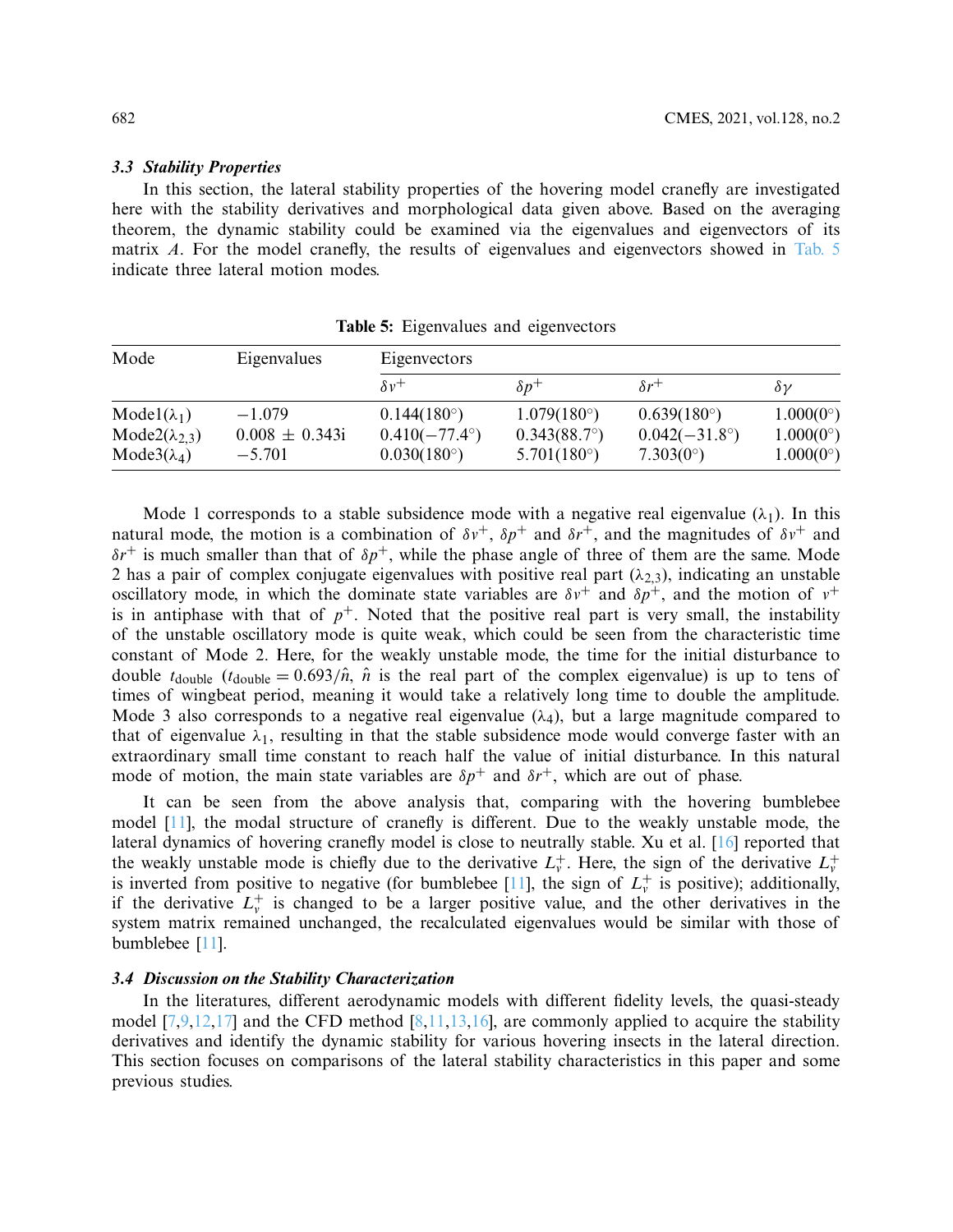### 3.3 Stability Properties

In this section, the lateral stability properties of the hovering model cranefly are investigated here with the stability derivatives and morphological data given above. Based on the averaging theorem, the dynamic stability could be examined via the eigenvalues and eigenvectors of its matrix $A$. For the model cranefly, the results of eigenvalues and eigenvectors showed in Tab. 5 indicate three lateral motion modes.

**Table 5:** Eigenvalues and eigenvectors

| Mode | Eigenvalues | Eigenvectors | | | |
|---|---|---|---|---|---|
| | | $\delta v^+$ | $\delta p^+$ | $\delta r^+$ | $\delta \gamma$ |
| Mode1($\lambda_1$) | $-1.079$ | 0.144(180°) | 1.079(180°) | 0.639(180°) | 1.000(0°) |
| Mode2($\lambda_{2,3}$) | $0.008 \pm 0.343i$ | 0.410(−77.4°) | 0.343(88.7°) | 0.042(−31.8°) | 1.000(0°) |
| Mode3($\lambda_4$) | $-5.701$ | 0.030(180°) | 5.701(180°) | 7.303(0°) | 1.000(0°) |

Mode 1 corresponds to a stable subsidence mode with a negative real eigenvalue ($\lambda_1$). In this natural mode, the motion is a combination of $\delta v^+$, $\delta p^+$ and $\delta r^+$, and the magnitudes of $\delta v^+$ and $\delta r^+$ is much smaller than that of $\delta p^+$, while the phase angle of three of them are the same. Mode 2 has a pair of complex conjugate eigenvalues with positive real part ($\lambda_{2,3}$), indicating an unstable oscillatory mode, in which the dominate state variables are $\delta v^+$ and $\delta p^+$, and the motion of $v^+$ is in antiphase with that of $p^+$. Noted that the positive real part is very small, the instability of the unstable oscillatory mode is quite weak, which could be seen from the characteristic time constant of Mode 2. Here, for the weakly unstable mode, the time for the initial disturbance to double $t_{\text{double}}$ ($t_{\text{double}} = 0.693/\hat{n}$, $\hat{n}$ is the real part of the complex eigenvalue) is up to tens of times of wingbeat period, meaning it would take a relatively long time to double the amplitude. Mode 3 also corresponds to a negative real eigenvalue ($\lambda_4$), but a large magnitude compared to that of eigenvalue $\lambda_1$, resulting in that the stable subsidence mode would converge faster with an extraordinary small time constant to reach half the value of initial disturbance. In this natural mode of motion, the main state variables are $\delta p^+$ and $\delta r^+$, which are out of phase.

It can be seen from the above analysis that, comparing with the hovering bumblebee model [11], the modal structure of cranefly is different. Due to the weakly unstable mode, the lateral dynamics of hovering cranefly model is close to neutrally stable. Xu et al. [16] reported that the weakly unstable mode is chiefly due to the derivative $L_v^+$. Here, the sign of the derivative $L_v^+$ is inverted from positive to negative (for bumblebee [11], the sign of $L_v^+$ is positive); additionally, if the derivative $L_v^+$ is changed to be a larger positive value, and the other derivatives in the system matrix remained unchanged, the recalculated eigenvalues would be similar with those of bumblebee [11].

### 3.4 Discussion on the Stability Characterization

In the literatures, different aerodynamic models with different fidelity levels, the quasi-steady model [7,9,12,17] and the CFD method [8,11,13,16], are commonly applied to acquire the stability derivatives and identify the dynamic stability for various hovering insects in the lateral direction. This section focuses on comparisons of the lateral stability characteristics in this paper and some previous studies.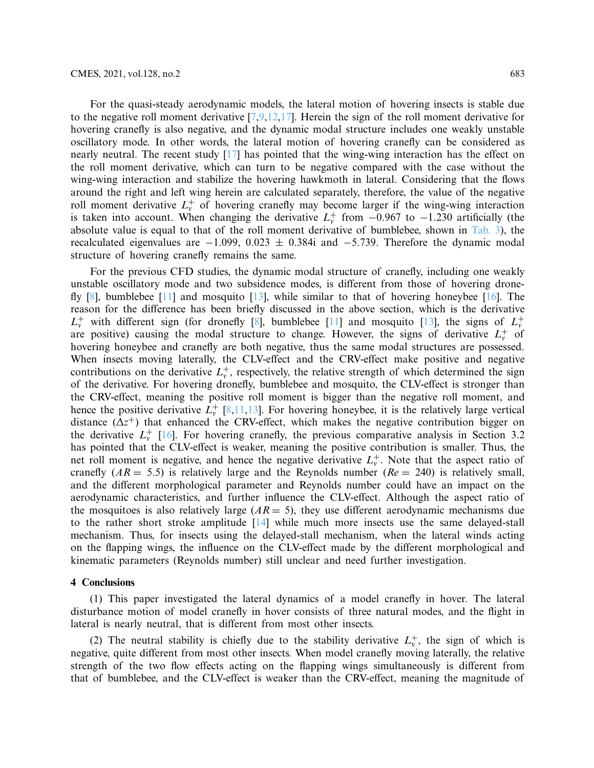For the quasi-steady aerodynamic models, the lateral motion of hovering insects is stable due to the negative roll moment derivative [7,9,12,17]. Herein the sign of the roll moment derivative for hovering cranefly is also negative, and the dynamic modal structure includes one weakly unstable oscillatory mode. In other words, the lateral motion of hovering cranefly can be considered as nearly neutral. The recent study [17] has pointed that the wing-wing interaction has the effect on the roll moment derivative, which can turn to be negative compared with the case without the wing-wing interaction and stabilize the hovering hawkmoth in lateral. Considering that the flows around the right and left wing herein are calculated separately, therefore, the value of the negative roll moment derivative $L_v^+$ of hovering cranefly may become larger if the wing-wing interaction is taken into account. When changing the derivative $L_v^+$ from −0.967 to −1.230 artificially (the absolute value is equal to that of the roll moment derivative of bumblebee, shown in Tab. 3), the recalculated eigenvalues are −1.099, 0.023 ± 0.384i and −5.739. Therefore the dynamic modal structure of hovering cranefly remains the same.

For the previous CFD studies, the dynamic modal structure of cranefly, including one weakly unstable oscillatory mode and two subsidence modes, is different from those of hovering dronefly [8], bumblebee [11] and mosquito [13], while similar to that of hovering honeybee [16]. The reason for the difference has been briefly discussed in the above section, which is the derivative $L_v^+$ with different sign (for dronefly [8], bumblebee [11] and mosquito [13], the signs of $L_v^+$ are positive) causing the modal structure to change. However, the signs of derivative $L_v^+$ of hovering honeybee and cranefly are both negative, thus the same modal structures are possessed. When insects moving laterally, the CLV-effect and the CRV-effect make positive and negative contributions on the derivative $L_v^+$, respectively, the relative strength of which determined the sign of the derivative. For hovering dronefly, bumblebee and mosquito, the CLV-effect is stronger than the CRV-effect, meaning the positive roll moment is bigger than the negative roll moment, and hence the positive derivative $L_v^+$ [8,11,13]. For hovering honeybee, it is the relatively large vertical distance ($\Delta z^+$) that enhanced the CRV-effect, which makes the negative contribution bigger on the derivative $L_v^+$ [16]. For hovering cranefly, the previous comparative analysis in Section 3.2 has pointed that the CLV-effect is weaker, meaning the positive contribution is smaller. Thus, the net roll moment is negative, and hence the negative derivative $L_v^+$. Note that the aspect ratio of cranefly ($AR = 5.5$) is relatively large and the Reynolds number ($Re = 240$) is relatively small, and the different morphological parameter and Reynolds number could have an impact on the aerodynamic characteristics, and further influence the CLV-effect. Although the aspect ratio of the mosquitoes is also relatively large ($AR = 5$), they use different aerodynamic mechanisms due to the rather short stroke amplitude [14] while much more insects use the same delayed-stall mechanism. Thus, for insects using the delayed-stall mechanism, when the lateral winds acting on the flapping wings, the influence on the CLV-effect made by the different morphological and kinematic parameters (Reynolds number) still unclear and need further investigation.

## 4 Conclusions

(1) This paper investigated the lateral dynamics of a model cranefly in hover. The lateral disturbance motion of model cranefly in hover consists of three natural modes, and the flight in lateral is nearly neutral, that is different from most other insects.

(2) The neutral stability is chiefly due to the stability derivative $L_v^+$, the sign of which is negative, quite different from most other insects. When model cranefly moving laterally, the relative strength of the two flow effects acting on the flapping wings simultaneously is different from that of bumblebee, and the CLV-effect is weaker than the CRV-effect, meaning the magnitude of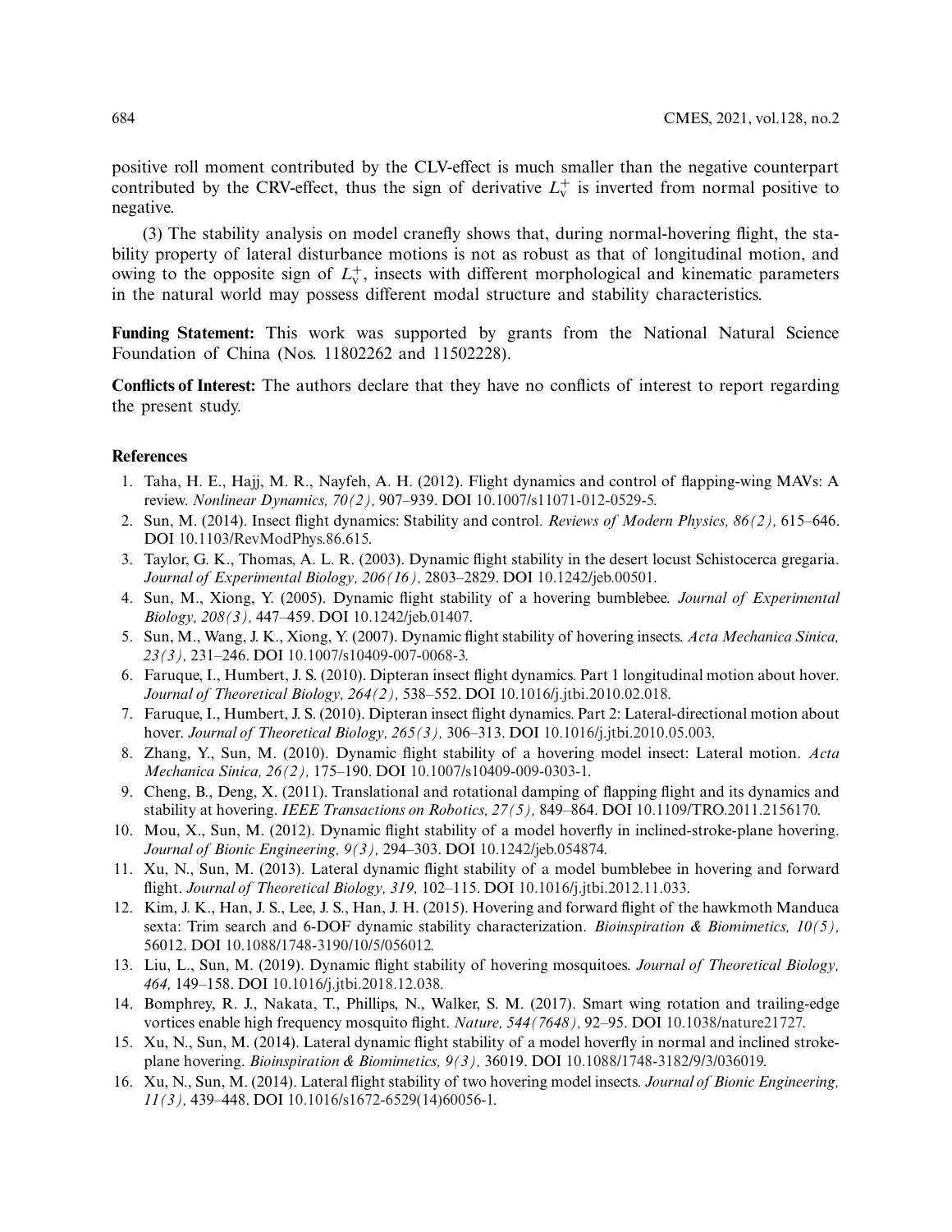positive roll moment contributed by the CLV-effect is much smaller than the negative counterpart contributed by the CRV-effect, thus the sign of derivative $L_v^+$ is inverted from normal positive to negative.

(3) The stability analysis on model cranefly shows that, during normal-hovering flight, the stability property of lateral disturbance motions is not as robust as that of longitudinal motion, and owing to the opposite sign of $L_v^+$, insects with different morphological and kinematic parameters in the natural world may possess different modal structure and stability characteristics.

**Funding Statement:** This work was supported by grants from the National Natural Science Foundation of China (Nos. 11802262 and 11502228).

**Conflicts of Interest:** The authors declare that they have no conflicts of interest to report regarding the present study.

## References

1. Taha, H. E., Hajj, M. R., Nayfeh, A. H. (2012). Flight dynamics and control of flapping-wing MAVs: A review. *Nonlinear Dynamics, 70(2),* 907–939. DOI 10.1007/s11071-012-0529-5.
2. Sun, M. (2014). Insect flight dynamics: Stability and control. *Reviews of Modern Physics, 86(2),* 615–646. DOI 10.1103/RevModPhys.86.615.
3. Taylor, G. K., Thomas, A. L. R. (2003). Dynamic flight stability in the desert locust Schistocerca gregaria. *Journal of Experimental Biology, 206(16),* 2803–2829. DOI 10.1242/jeb.00501.
4. Sun, M., Xiong, Y. (2005). Dynamic flight stability of a hovering bumblebee. *Journal of Experimental Biology, 208(3),* 447–459. DOI 10.1242/jeb.01407.
5. Sun, M., Wang, J. K., Xiong, Y. (2007). Dynamic flight stability of hovering insects. *Acta Mechanica Sinica, 23(3),* 231–246. DOI 10.1007/s10409-007-0068-3.
6. Faruque, I., Humbert, J. S. (2010). Dipteran insect flight dynamics. Part 1 longitudinal motion about hover. *Journal of Theoretical Biology, 264(2),* 538–552. DOI 10.1016/j.jtbi.2010.02.018.
7. Faruque, I., Humbert, J. S. (2010). Dipteran insect flight dynamics. Part 2: Lateral-directional motion about hover. *Journal of Theoretical Biology, 265(3),* 306–313. DOI 10.1016/j.jtbi.2010.05.003.
8. Zhang, Y., Sun, M. (2010). Dynamic flight stability of a hovering model insect: Lateral motion. *Acta Mechanica Sinica, 26(2),* 175–190. DOI 10.1007/s10409-009-0303-1.
9. Cheng, B., Deng, X. (2011). Translational and rotational damping of flapping flight and its dynamics and stability at hovering. *IEEE Transactions on Robotics, 27(5),* 849–864. DOI 10.1109/TRO.2011.2156170.
10. Mou, X., Sun, M. (2012). Dynamic flight stability of a model hoverfly in inclined-stroke-plane hovering. *Journal of Bionic Engineering, 9(3),* 294–303. DOI 10.1242/jeb.054874.
11. Xu, N., Sun, M. (2013). Lateral dynamic flight stability of a model bumblebee in hovering and forward flight. *Journal of Theoretical Biology, 319,* 102–115. DOI 10.1016/j.jtbi.2012.11.033.
12. Kim, J. K., Han, J. S., Lee, J. S., Han, J. H. (2015). Hovering and forward flight of the hawkmoth Manduca sexta: Trim search and 6-DOF dynamic stability characterization. *Bioinspiration & Biomimetics, 10(5),* 56012. DOI 10.1088/1748-3190/10/5/056012.
13. Liu, L., Sun, M. (2019). Dynamic flight stability of hovering mosquitoes. *Journal of Theoretical Biology, 464,* 149–158. DOI 10.1016/j.jtbi.2018.12.038.
14. Bomphrey, R. J., Nakata, T., Phillips, N., Walker, S. M. (2017). Smart wing rotation and trailing-edge vortices enable high frequency mosquito flight. *Nature, 544(7648),* 92–95. DOI 10.1038/nature21727.
15. Xu, N., Sun, M. (2014). Lateral dynamic flight stability of a model hoverfly in normal and inclined stroke-plane hovering. *Bioinspiration & Biomimetics, 9(3),* 36019. DOI 10.1088/1748-3182/9/3/036019.
16. Xu, N., Sun, M. (2014). Lateral flight stability of two hovering model insects. *Journal of Bionic Engineering, 11(3),* 439–448. DOI 10.1016/s1672-6529(14)60056-1.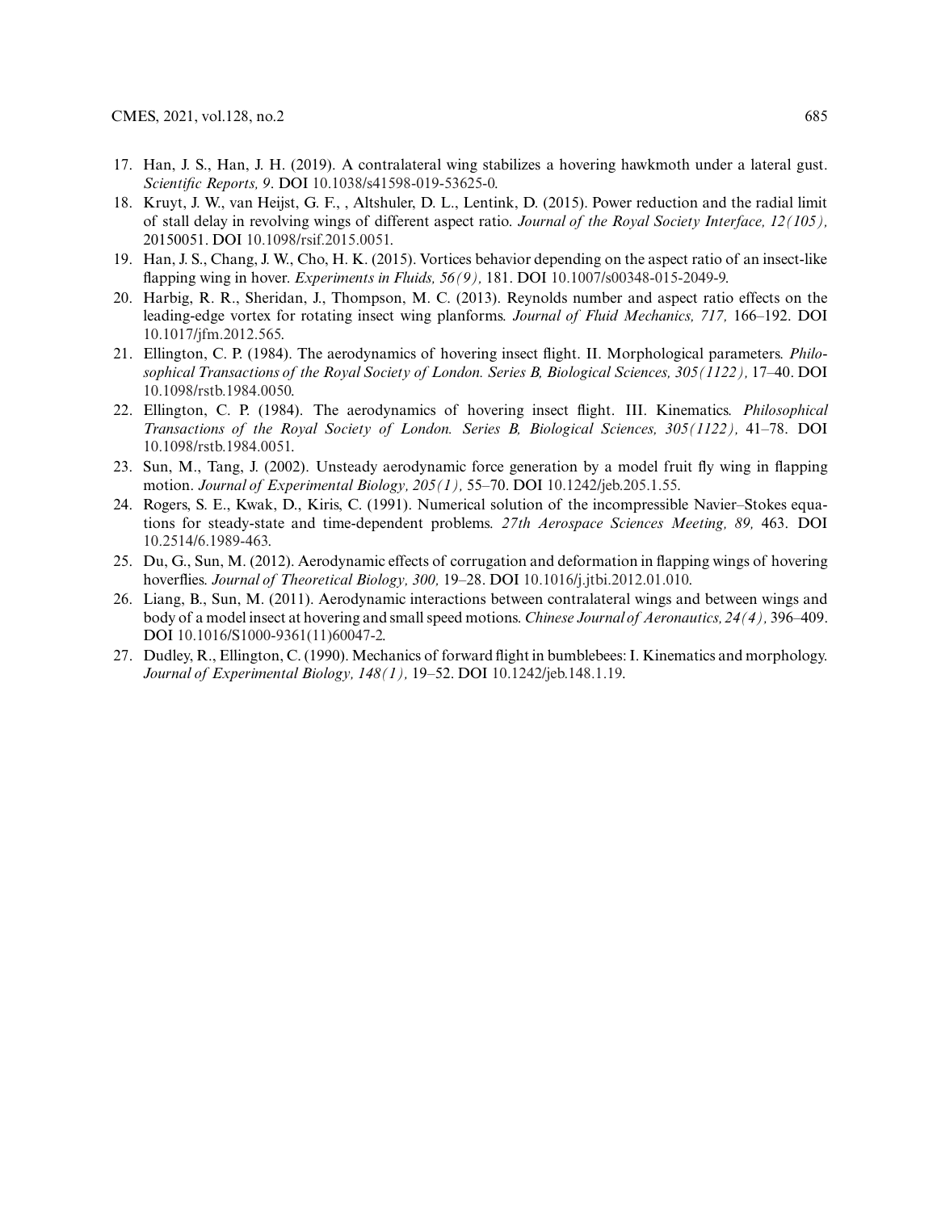17. Han, J. S., Han, J. H. (2019). A contralateral wing stabilizes a hovering hawkmoth under a lateral gust. *Scientific Reports, 9*. DOI 10.1038/s41598-019-53625-0.
18. Kruyt, J. W., van Heijst, G. F., , Altshuler, D. L., Lentink, D. (2015). Power reduction and the radial limit of stall delay in revolving wings of different aspect ratio. *Journal of the Royal Society Interface, 12(105),* 20150051. DOI 10.1098/rsif.2015.0051.
19. Han, J. S., Chang, J. W., Cho, H. K. (2015). Vortices behavior depending on the aspect ratio of an insect-like flapping wing in hover. *Experiments in Fluids, 56(9),* 181. DOI 10.1007/s00348-015-2049-9.
20. Harbig, R. R., Sheridan, J., Thompson, M. C. (2013). Reynolds number and aspect ratio effects on the leading-edge vortex for rotating insect wing planforms. *Journal of Fluid Mechanics, 717,* 166–192. DOI 10.1017/jfm.2012.565.
21. Ellington, C. P. (1984). The aerodynamics of hovering insect flight. II. Morphological parameters. *Philosophical Transactions of the Royal Society of London. Series B, Biological Sciences, 305(1122),* 17–40. DOI 10.1098/rstb.1984.0050.
22. Ellington, C. P. (1984). The aerodynamics of hovering insect flight. III. Kinematics. *Philosophical Transactions of the Royal Society of London. Series B, Biological Sciences, 305(1122),* 41–78. DOI 10.1098/rstb.1984.0051.
23. Sun, M., Tang, J. (2002). Unsteady aerodynamic force generation by a model fruit fly wing in flapping motion. *Journal of Experimental Biology, 205(1),* 55–70. DOI 10.1242/jeb.205.1.55.
24. Rogers, S. E., Kwak, D., Kiris, C. (1991). Numerical solution of the incompressible Navier–Stokes equations for steady-state and time-dependent problems. *27th Aerospace Sciences Meeting, 89,* 463. DOI 10.2514/6.1989-463.
25. Du, G., Sun, M. (2012). Aerodynamic effects of corrugation and deformation in flapping wings of hovering hoverflies. *Journal of Theoretical Biology, 300,* 19–28. DOI 10.1016/j.jtbi.2012.01.010.
26. Liang, B., Sun, M. (2011). Aerodynamic interactions between contralateral wings and between wings and body of a model insect at hovering and small speed motions. *Chinese Journal of Aeronautics, 24(4),* 396–409. DOI 10.1016/S1000-9361(11)60047-2.
27. Dudley, R., Ellington, C. (1990). Mechanics of forward flight in bumblebees: I. Kinematics and morphology. *Journal of Experimental Biology, 148(1),* 19–52. DOI 10.1242/jeb.148.1.19.